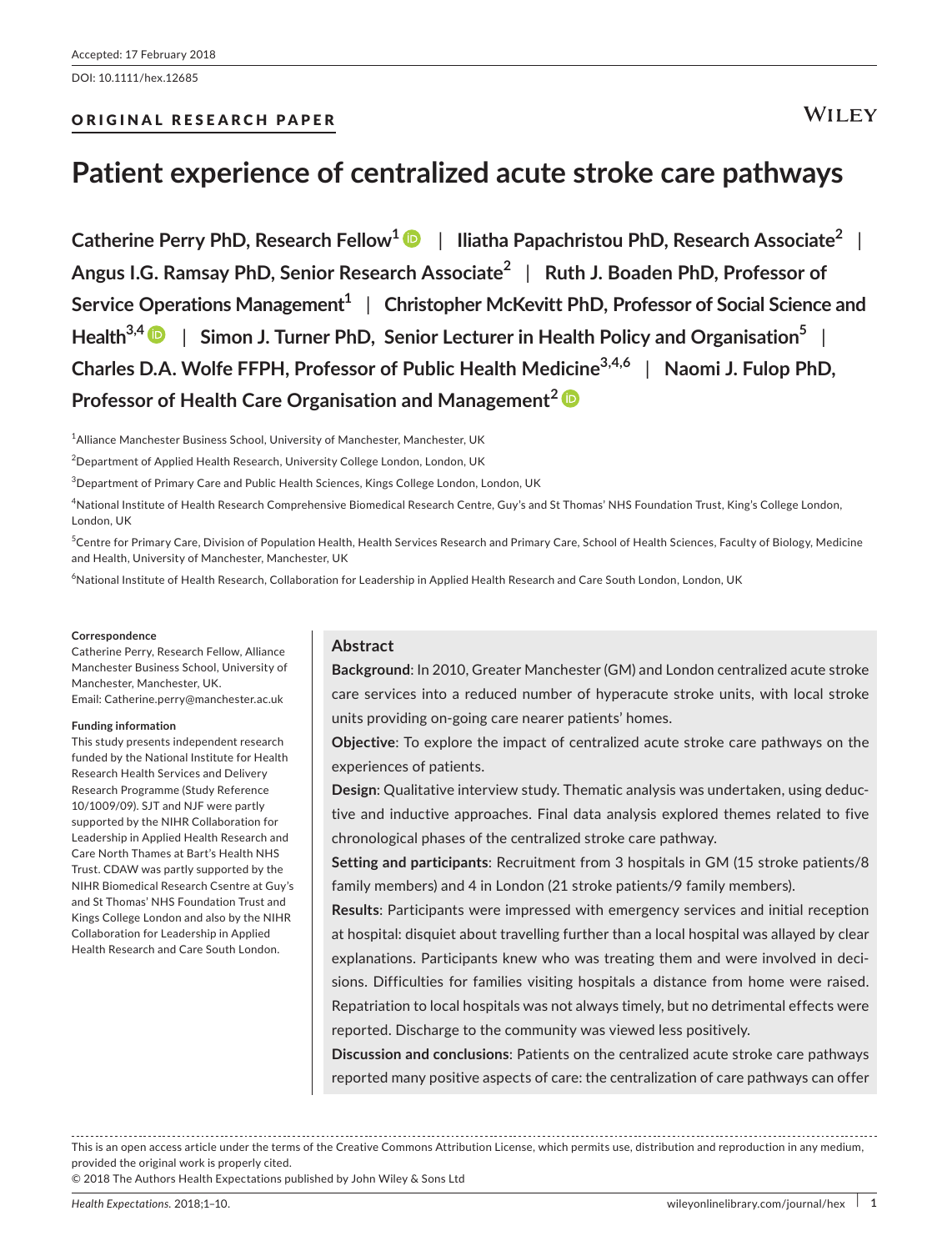Accepted: 17 February 2018

DOI: 10.1111/hex.12685

ORIGINAL RESEARCH PAPER

# Patient experience of centralized acute stroke care pathways

**Catherine Perry PhD, Research Fellow[1] | Iliatha Papachristou PhD, Research Associate[2] | Angus I.G. Ramsay PhD, Senior Research Associate[2] | Ruth J. Boaden PhD, Professor of Service Operations Management[1] | Christopher McKevitt PhD, Professor of Social Science and Health[3,4] | Simon J. Turner PhD, Senior Lecturer in Health Policy and Organisation[5] | Charles D.A. Wolfe FFPH, Professor of Public Health Medicine[3,4,6] | Naomi J. Fulop PhD, Professor of Health Care Organisation and Management[2]**

[1]Alliance Manchester Business School, University of Manchester, Manchester, UK

[2]Department of Applied Health Research, University College London, London, UK

[3]Department of Primary Care and Public Health Sciences, Kings College London, London, UK

[4]National Institute of Health Research Comprehensive Biomedical Research Centre, Guy's and St Thomas' NHS Foundation Trust, King's College London, London, UK

[5]Centre for Primary Care, Division of Population Health, Health Services Research and Primary Care, School of Health Sciences, Faculty of Biology, Medicine and Health, University of Manchester, Manchester, UK

[6]National Institute of Health Research, Collaboration for Leadership in Applied Health Research and Care South London, London, UK

**Correspondence**
Catherine Perry, Research Fellow, Alliance Manchester Business School, University of Manchester, Manchester, UK.
Email: Catherine.perry@manchester.ac.uk

**Funding information**
This study presents independent research funded by the National Institute for Health Research Health Services and Delivery Research Programme (Study Reference 10/1009/09). SJT and NJF were partly supported by the NIHR Collaboration for Leadership in Applied Health Research and Care North Thames at Bart's Health NHS Trust. CDAW was partly supported by the NIHR Biomedical Research Csentre at Guy's and St Thomas' NHS Foundation Trust and Kings College London and also by the NIHR Collaboration for Leadership in Applied Health Research and Care South London.

## Abstract

**Background**: In 2010, Greater Manchester (GM) and London centralized acute stroke care services into a reduced number of hyperacute stroke units, with local stroke units providing on-going care nearer patients' homes.

**Objective**: To explore the impact of centralized acute stroke care pathways on the experiences of patients.

**Design**: Qualitative interview study. Thematic analysis was undertaken, using deductive and inductive approaches. Final data analysis explored themes related to five chronological phases of the centralized stroke care pathway.

**Setting and participants**: Recruitment from 3 hospitals in GM (15 stroke patients/8 family members) and 4 in London (21 stroke patients/9 family members).

**Results**: Participants were impressed with emergency services and initial reception at hospital: disquiet about travelling further than a local hospital was allayed by clear explanations. Participants knew who was treating them and were involved in decisions. Difficulties for families visiting hospitals a distance from home were raised. Repatriation to local hospitals was not always timely, but no detrimental effects were reported. Discharge to the community was viewed less positively.

**Discussion and conclusions**: Patients on the centralized acute stroke care pathways reported many positive aspects of care: the centralization of care pathways can offer

This is an open access article under the terms of the Creative Commons Attribution License, which permits use, distribution and reproduction in any medium, provided the original work is properly cited.
© 2018 The Authors Health Expectations published by John Wiley & Sons Ltd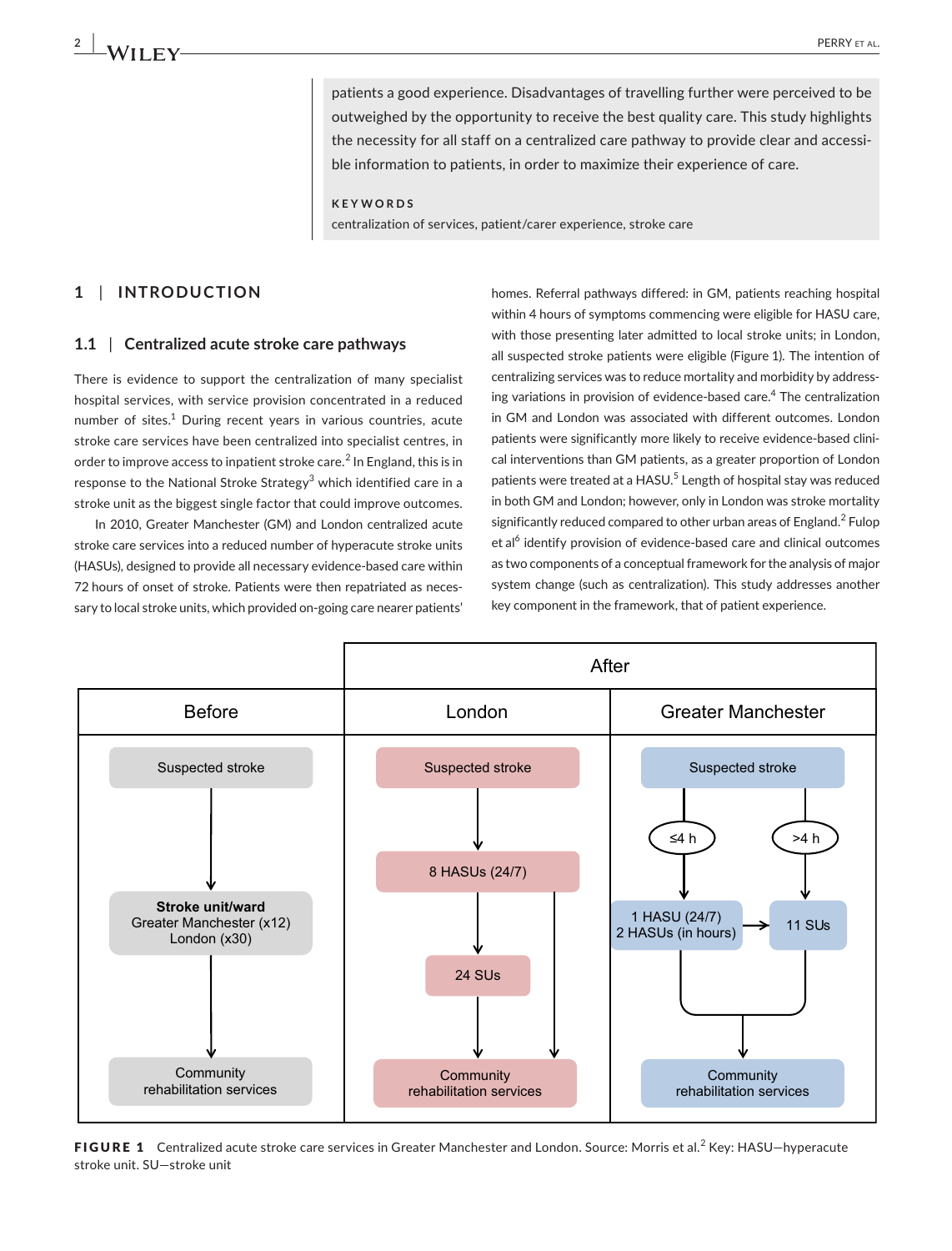patients a good experience. Disadvantages of travelling further were perceived to be outweighed by the opportunity to receive the best quality care. This study highlights the necessity for all staff on a centralized care pathway to provide clear and accessible information to patients, in order to maximize their experience of care.

**KEYWORDS**

centralization of services, patient/carer experience, stroke care

# 1 | INTRODUCTION

## 1.1 | Centralized acute stroke care pathways

There is evidence to support the centralization of many specialist hospital services, with service provision concentrated in a reduced number of sites.[1] During recent years in various countries, acute stroke care services have been centralized into specialist centres, in order to improve access to inpatient stroke care.[2] In England, this is in response to the National Stroke Strategy[3] which identified care in a stroke unit as the biggest single factor that could improve outcomes.

In 2010, Greater Manchester (GM) and London centralized acute stroke care services into a reduced number of hyperacute stroke units (HASUs), designed to provide all necessary evidence-based care within 72 hours of onset of stroke. Patients were then repatriated as necessary to local stroke units, which provided on-going care nearer patients' homes. Referral pathways differed: in GM, patients reaching hospital within 4 hours of symptoms commencing were eligible for HASU care, with those presenting later admitted to local stroke units; in London, all suspected stroke patients were eligible (Figure 1). The intention of centralizing services was to reduce mortality and morbidity by addressing variations in provision of evidence-based care.[4] The centralization in GM and London was associated with different outcomes. London patients were significantly more likely to receive evidence-based clinical interventions than GM patients, as a greater proportion of London patients were treated at a HASU.[5] Length of hospital stay was reduced in both GM and London; however, only in London was stroke mortality significantly reduced compared to other urban areas of England.[2] Fulop et al[6] identify provision of evidence-based care and clinical outcomes as two components of a conceptual framework for the analysis of major system change (such as centralization). This study addresses another key component in the framework, that of patient experience.

| Before | After: London | After: Greater Manchester |
|---|---|---|
| Suspected stroke | Suspected stroke | Suspected stroke |
| ↓ | ↓ | ≤4 h ↓ / >4 h ↓ |
| **Stroke unit/ward** Greater Manchester (x12) London (x30) | 8 HASUs (24/7) | 1 HASU (24/7) 2 HASUs (in hours) → 11 SUs |
| ↓ | ↓ 24 SUs (or directly to community rehabilitation) | ↓ |
| Community rehabilitation services | Community rehabilitation services | Community rehabilitation services |

**FIGURE 1** Centralized acute stroke care services in Greater Manchester and London. Source: Morris et al.[2] Key: HASU—hyperacute stroke unit. SU—stroke unit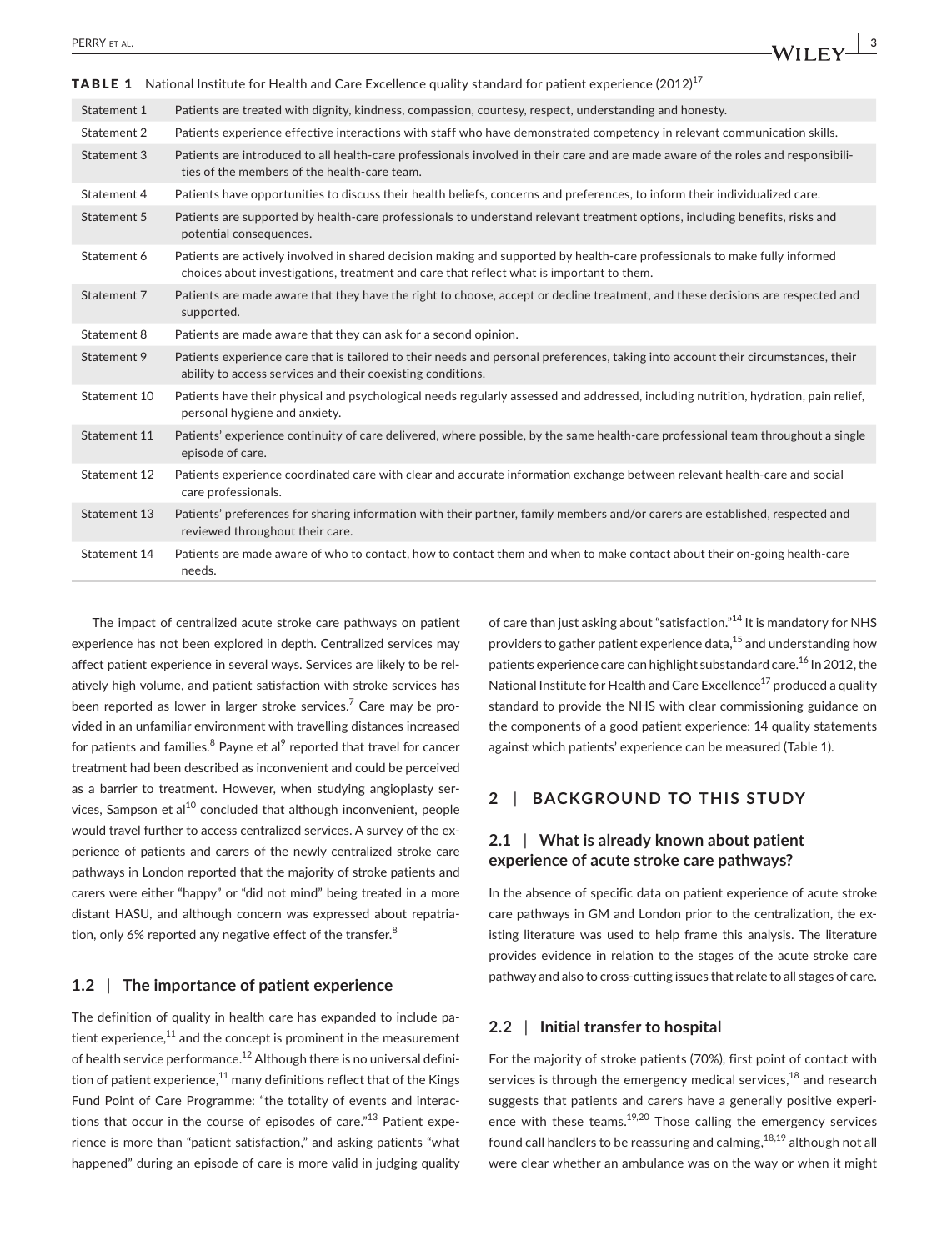**TABLE 1** National Institute for Health and Care Excellence quality standard for patient experience (2012)[17]

| Statement | Description |
|---|---|
| Statement 1 | Patients are treated with dignity, kindness, compassion, courtesy, respect, understanding and honesty. |
| Statement 2 | Patients experience effective interactions with staff who have demonstrated competency in relevant communication skills. |
| Statement 3 | Patients are introduced to all health-care professionals involved in their care and are made aware of the roles and responsibilities of the members of the health-care team. |
| Statement 4 | Patients have opportunities to discuss their health beliefs, concerns and preferences, to inform their individualized care. |
| Statement 5 | Patients are supported by health-care professionals to understand relevant treatment options, including benefits, risks and potential consequences. |
| Statement 6 | Patients are actively involved in shared decision making and supported by health-care professionals to make fully informed choices about investigations, treatment and care that reflect what is important to them. |
| Statement 7 | Patients are made aware that they have the right to choose, accept or decline treatment, and these decisions are respected and supported. |
| Statement 8 | Patients are made aware that they can ask for a second opinion. |
| Statement 9 | Patients experience care that is tailored to their needs and personal preferences, taking into account their circumstances, their ability to access services and their coexisting conditions. |
| Statement 10 | Patients have their physical and psychological needs regularly assessed and addressed, including nutrition, hydration, pain relief, personal hygiene and anxiety. |
| Statement 11 | Patients' experience continuity of care delivered, where possible, by the same health-care professional team throughout a single episode of care. |
| Statement 12 | Patients experience coordinated care with clear and accurate information exchange between relevant health-care and social care professionals. |
| Statement 13 | Patients' preferences for sharing information with their partner, family members and/or carers are established, respected and reviewed throughout their care. |
| Statement 14 | Patients are made aware of who to contact, how to contact them and when to make contact about their on-going health-care needs. |

The impact of centralized acute stroke care pathways on patient experience has not been explored in depth. Centralized services may affect patient experience in several ways. Services are likely to be relatively high volume, and patient satisfaction with stroke services has been reported as lower in larger stroke services.[7] Care may be provided in an unfamiliar environment with travelling distances increased for patients and families.[8] Payne et al[9] reported that travel for cancer treatment had been described as inconvenient and could be perceived as a barrier to treatment. However, when studying angioplasty services, Sampson et al[10] concluded that although inconvenient, people would travel further to access centralized services. A survey of the experience of patients and carers of the newly centralized stroke care pathways in London reported that the majority of stroke patients and carers were either "happy" or "did not mind" being treated in a more distant HASU, and although concern was expressed about repatriation, only 6% reported any negative effect of the transfer.[8]

### 1.2 | The importance of patient experience

The definition of quality in health care has expanded to include patient experience,[11] and the concept is prominent in the measurement of health service performance.[12] Although there is no universal definition of patient experience,[11] many definitions reflect that of the Kings Fund Point of Care Programme: "the totality of events and interactions that occur in the course of episodes of care."[13] Patient experience is more than "patient satisfaction," and asking patients "what happened" during an episode of care is more valid in judging quality of care than just asking about "satisfaction."[14] It is mandatory for NHS providers to gather patient experience data,[15] and understanding how patients experience care can highlight substandard care.[16] In 2012, the National Institute for Health and Care Excellence[17] produced a quality standard to provide the NHS with clear commissioning guidance on the components of a good patient experience: 14 quality statements against which patients' experience can be measured (Table 1).

## 2 | BACKGROUND TO THIS STUDY

### 2.1 | What is already known about patient experience of acute stroke care pathways?

In the absence of specific data on patient experience of acute stroke care pathways in GM and London prior to the centralization, the existing literature was used to help frame this analysis. The literature provides evidence in relation to the stages of the acute stroke care pathway and also to cross-cutting issues that relate to all stages of care.

### 2.2 | Initial transfer to hospital

For the majority of stroke patients (70%), first point of contact with services is through the emergency medical services,[18] and research suggests that patients and carers have a generally positive experience with these teams.[19,20] Those calling the emergency services found call handlers to be reassuring and calming,[18,19] although not all were clear whether an ambulance was on the way or when it might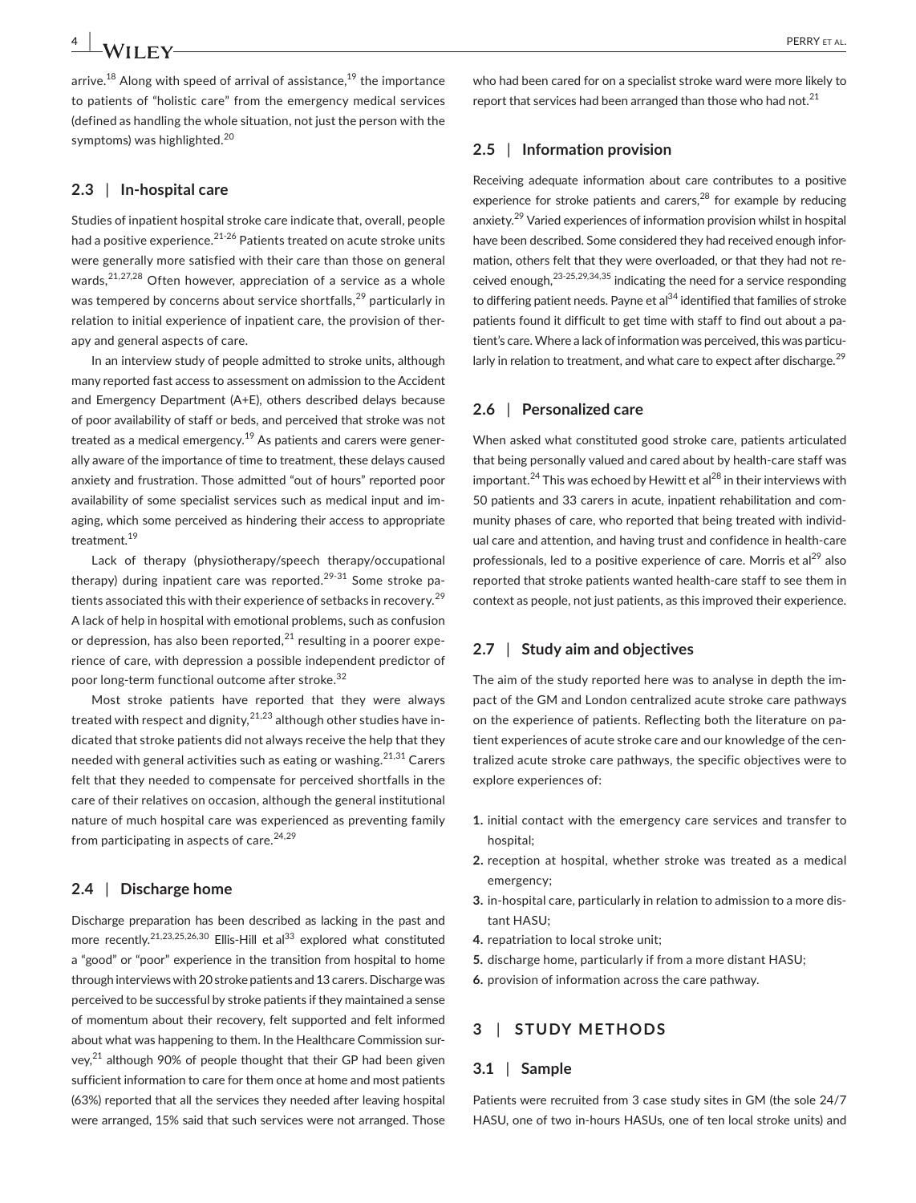arrive.[18] Along with speed of arrival of assistance,[19] the importance to patients of "holistic care" from the emergency medical services (defined as handling the whole situation, not just the person with the symptoms) was highlighted.[20]

### 2.3 | In-hospital care

Studies of inpatient hospital stroke care indicate that, overall, people had a positive experience.[21-26] Patients treated on acute stroke units were generally more satisfied with their care than those on general wards.[21,27,28] Often however, appreciation of a service as a whole was tempered by concerns about service shortfalls,[29] particularly in relation to initial experience of inpatient care, the provision of therapy and general aspects of care.

In an interview study of people admitted to stroke units, although many reported fast access to assessment on admission to the Accident and Emergency Department (A+E), others described delays because of poor availability of staff or beds, and perceived that stroke was not treated as a medical emergency.[19] As patients and carers were generally aware of the importance of time to treatment, these delays caused anxiety and frustration. Those admitted "out of hours" reported poor availability of some specialist services such as medical input and imaging, which some perceived as hindering their access to appropriate treatment.[19]

Lack of therapy (physiotherapy/speech therapy/occupational therapy) during inpatient care was reported.[29-31] Some stroke patients associated this with their experience of setbacks in recovery.[29] A lack of help in hospital with emotional problems, such as confusion or depression, has also been reported,[21] resulting in a poorer experience of care, with depression a possible independent predictor of poor long-term functional outcome after stroke.[32]

Most stroke patients have reported that they were always treated with respect and dignity,[21,23] although other studies have indicated that stroke patients did not always receive the help that they needed with general activities such as eating or washing.[21,31] Carers felt that they needed to compensate for perceived shortfalls in the care of their relatives on occasion, although the general institutional nature of much hospital care was experienced as preventing family from participating in aspects of care.[24,29]

### 2.4 | Discharge home

Discharge preparation has been described as lacking in the past and more recently.[21,23,25,26,30] Ellis-Hill et al[33] explored what constituted a "good" or "poor" experience in the transition from hospital to home through interviews with 20 stroke patients and 13 carers. Discharge was perceived to be successful by stroke patients if they maintained a sense of momentum about their recovery, felt supported and felt informed about what was happening to them. In the Healthcare Commission survey,[21] although 90% of people thought that their GP had been given sufficient information to care for them once at home and most patients (63%) reported that all the services they needed after leaving hospital were arranged, 15% said that such services were not arranged. Those who had been cared for on a specialist stroke ward were more likely to report that services had been arranged than those who had not.[21]

### 2.5 | Information provision

Receiving adequate information about care contributes to a positive experience for stroke patients and carers,[28] for example by reducing anxiety.[29] Varied experiences of information provision whilst in hospital have been described. Some considered they had received enough information, others felt that they were overloaded, or that they had not received enough,[23-25,29,34,35] indicating the need for a service responding to differing patient needs. Payne et al[34] identified that families of stroke patients found it difficult to get time with staff to find out about a patient's care. Where a lack of information was perceived, this was particularly in relation to treatment, and what care to expect after discharge.[29]

### 2.6 | Personalized care

When asked what constituted good stroke care, patients articulated that being personally valued and cared about by health-care staff was important.[24] This was echoed by Hewitt et al[28] in their interviews with 50 patients and 33 carers in acute, inpatient rehabilitation and community phases of care, who reported that being treated with individual care and attention, and having trust and confidence in health-care professionals, led to a positive experience of care. Morris et al[29] also reported that stroke patients wanted health-care staff to see them in context as people, not just patients, as this improved their experience.

### 2.7 | Study aim and objectives

The aim of the study reported here was to analyse in depth the impact of the GM and London centralized acute stroke care pathways on the experience of patients. Reflecting both the literature on patient experiences of acute stroke care and our knowledge of the centralized acute stroke care pathways, the specific objectives were to explore experiences of:

1. initial contact with the emergency care services and transfer to hospital;
2. reception at hospital, whether stroke was treated as a medical emergency;
3. in-hospital care, particularly in relation to admission to a more distant HASU;
4. repatriation to local stroke unit;
5. discharge home, particularly if from a more distant HASU;
6. provision of information across the care pathway.

## 3 | STUDY METHODS

### 3.1 | Sample

Patients were recruited from 3 case study sites in GM (the sole 24/7 HASU, one of two in-hours HASUs, one of ten local stroke units) and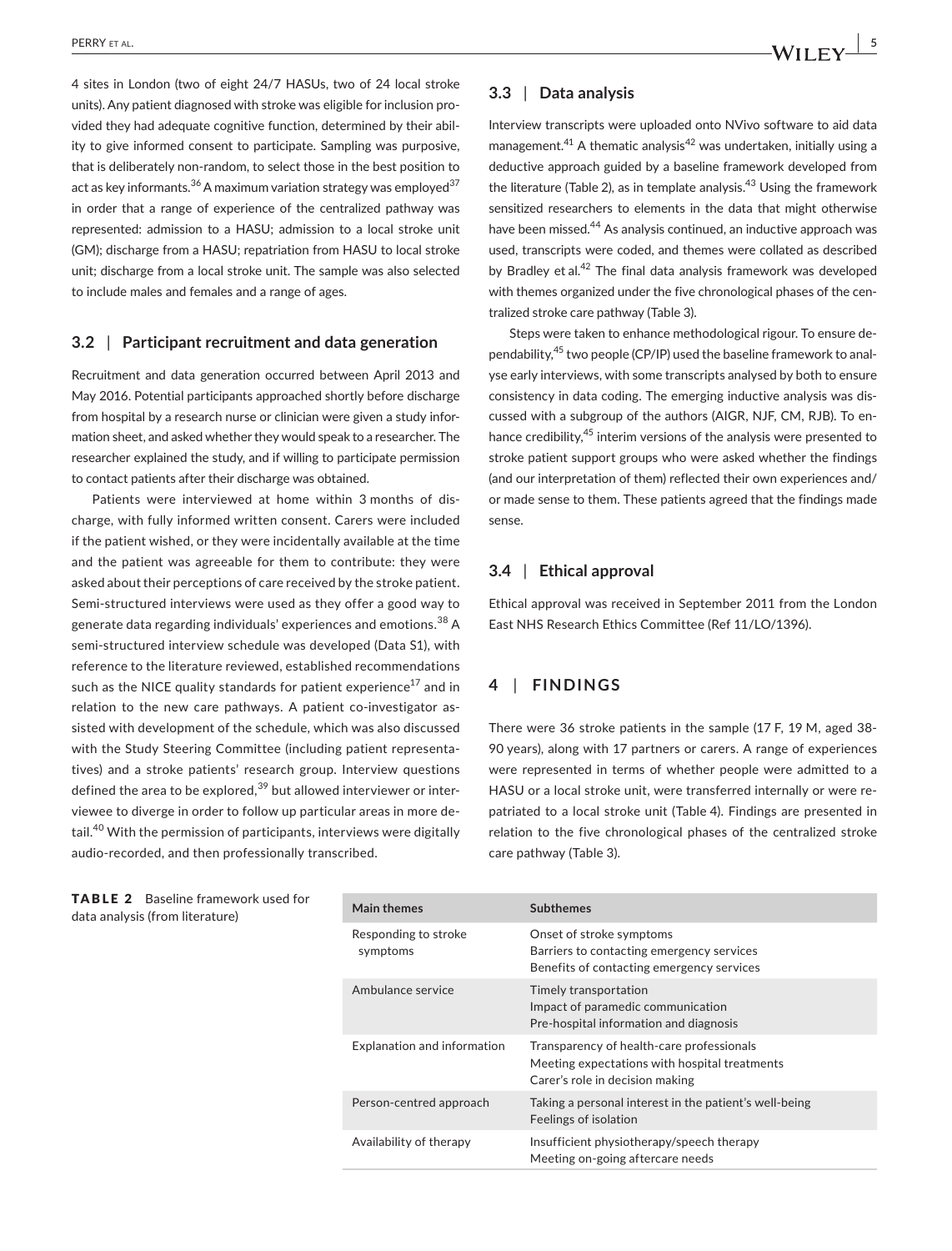4 sites in London (two of eight 24/7 HASUs, two of 24 local stroke units). Any patient diagnosed with stroke was eligible for inclusion provided they had adequate cognitive function, determined by their ability to give informed consent to participate. Sampling was purposive, that is deliberately non-random, to select those in the best position to act as key informants.[36] A maximum variation strategy was employed[37] in order that a range of experience of the centralized pathway was represented: admission to a HASU; admission to a local stroke unit (GM); discharge from a HASU; repatriation from HASU to local stroke unit; discharge from a local stroke unit. The sample was also selected to include males and females and a range of ages.

### 3.2 | Participant recruitment and data generation

Recruitment and data generation occurred between April 2013 and May 2016. Potential participants approached shortly before discharge from hospital by a research nurse or clinician were given a study information sheet, and asked whether they would speak to a researcher. The researcher explained the study, and if willing to participate permission to contact patients after their discharge was obtained.

Patients were interviewed at home within 3 months of discharge, with fully informed written consent. Carers were included if the patient wished, or they were incidentally available at the time and the patient was agreeable for them to contribute: they were asked about their perceptions of care received by the stroke patient. Semi-structured interviews were used as they offer a good way to generate data regarding individuals' experiences and emotions.[38] A semi-structured interview schedule was developed (Data S1), with reference to the literature reviewed, established recommendations such as the NICE quality standards for patient experience[17] and in relation to the new care pathways. A patient co-investigator assisted with development of the schedule, which was also discussed with the Study Steering Committee (including patient representatives) and a stroke patients' research group. Interview questions defined the area to be explored,[39] but allowed interviewer or interviewee to diverge in order to follow up particular areas in more detail.[40] With the permission of participants, interviews were digitally audio-recorded, and then professionally transcribed.

### 3.3 | Data analysis

Interview transcripts were uploaded onto NVivo software to aid data management.[41] A thematic analysis[42] was undertaken, initially using a deductive approach guided by a baseline framework developed from the literature (Table 2), as in template analysis.[43] Using the framework sensitized researchers to elements in the data that might otherwise have been missed.[44] As analysis continued, an inductive approach was used, transcripts were coded, and themes were collated as described by Bradley et al.[42] The final data analysis framework was developed with themes organized under the five chronological phases of the centralized stroke care pathway (Table 3).

Steps were taken to enhance methodological rigour. To ensure dependability,[45] two people (CP/IP) used the baseline framework to analyse early interviews, with some transcripts analysed by both to ensure consistency in data coding. The emerging inductive analysis was discussed with a subgroup of the authors (AIGR, NJF, CM, RJB). To enhance credibility,[45] interim versions of the analysis were presented to stroke patient support groups who were asked whether the findings (and our interpretation of them) reflected their own experiences and/or made sense to them. These patients agreed that the findings made sense.

### 3.4 | Ethical approval

Ethical approval was received in September 2011 from the London East NHS Research Ethics Committee (Ref 11/LO/1396).

## 4 | FINDINGS

There were 36 stroke patients in the sample (17 F, 19 M, aged 38-90 years), along with 17 partners or carers. A range of experiences were represented in terms of whether people were admitted to a HASU or a local stroke unit, were transferred internally or were repatriated to a local stroke unit (Table 4). Findings are presented in relation to the five chronological phases of the centralized stroke care pathway (Table 3).

**TABLE 2** Baseline framework used for data analysis (from literature)

| Main themes | Subthemes |
|---|---|
| Responding to stroke symptoms | Onset of stroke symptoms<br>Barriers to contacting emergency services<br>Benefits of contacting emergency services |
| Ambulance service | Timely transportation<br>Impact of paramedic communication<br>Pre-hospital information and diagnosis |
| Explanation and information | Transparency of health-care professionals<br>Meeting expectations with hospital treatments<br>Carer's role in decision making |
| Person-centred approach | Taking a personal interest in the patient's well-being<br>Feelings of isolation |
| Availability of therapy | Insufficient physiotherapy/speech therapy<br>Meeting on-going aftercare needs |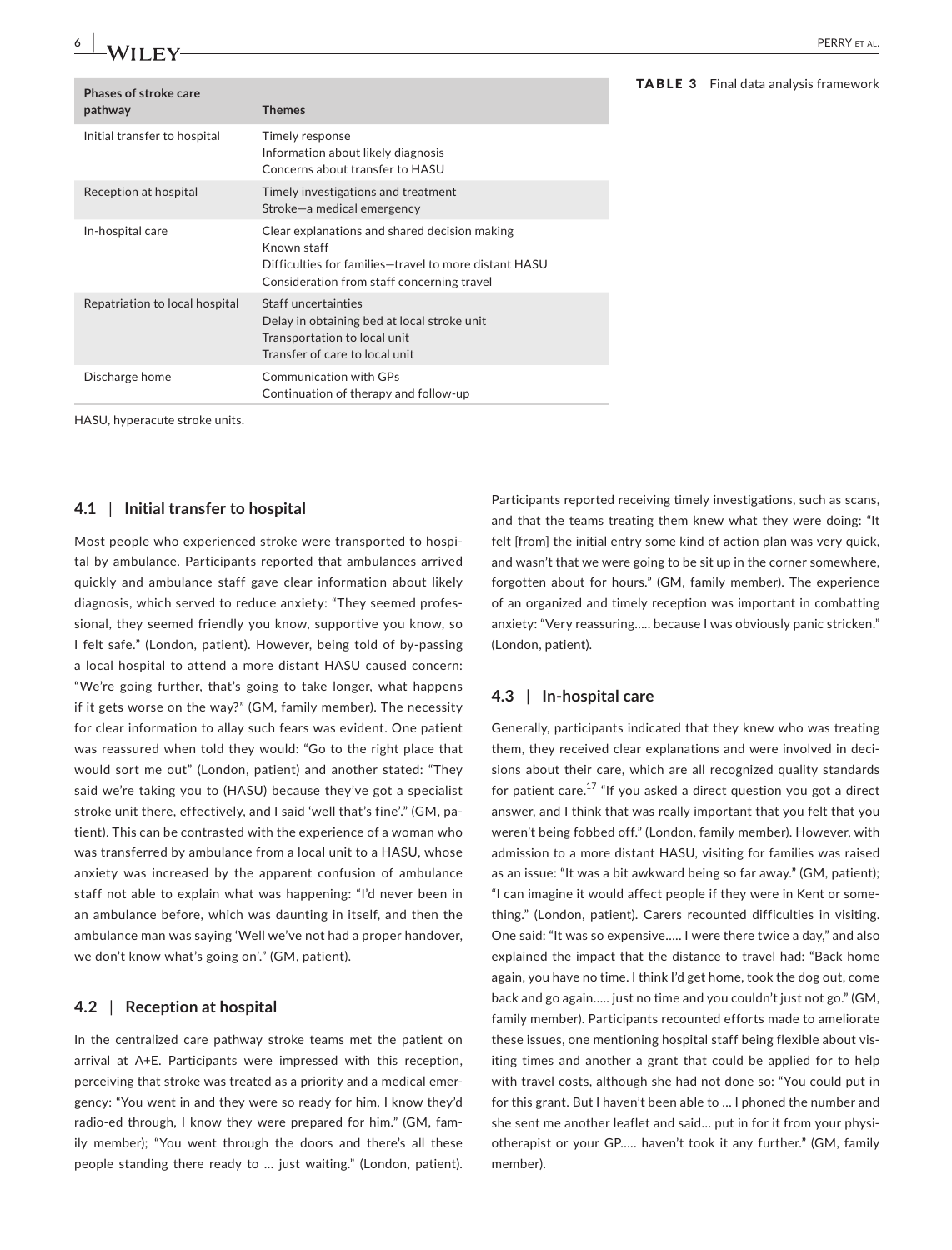**TABLE 3** Final data analysis framework

| Phases of stroke care pathway | Themes |
|---|---|
| Initial transfer to hospital | Timely response<br>Information about likely diagnosis<br>Concerns about transfer to HASU |
| Reception at hospital | Timely investigations and treatment<br>Stroke—a medical emergency |
| In-hospital care | Clear explanations and shared decision making<br>Known staff<br>Difficulties for families—travel to more distant HASU<br>Consideration from staff concerning travel |
| Repatriation to local hospital | Staff uncertainties<br>Delay in obtaining bed at local stroke unit<br>Transportation to local unit<br>Transfer of care to local unit |
| Discharge home | Communication with GPs<br>Continuation of therapy and follow-up |

HASU, hyperacute stroke units.

### 4.1 | Initial transfer to hospital

Most people who experienced stroke were transported to hospital by ambulance. Participants reported that ambulances arrived quickly and ambulance staff gave clear information about likely diagnosis, which served to reduce anxiety: "They seemed professional, they seemed friendly you know, supportive you know, so I felt safe." (London, patient). However, being told of by-passing a local hospital to attend a more distant HASU caused concern: "We're going further, that's going to take longer, what happens if it gets worse on the way?" (GM, family member). The necessity for clear information to allay such fears was evident. One patient was reassured when told they would: "Go to the right place that would sort me out" (London, patient) and another stated: "They said we're taking you to (HASU) because they've got a specialist stroke unit there, effectively, and I said 'well that's fine'." (GM, patient). This can be contrasted with the experience of a woman who was transferred by ambulance from a local unit to a HASU, whose anxiety was increased by the apparent confusion of ambulance staff not able to explain what was happening: "I'd never been in an ambulance before, which was daunting in itself, and then the ambulance man was saying 'Well we've not had a proper handover, we don't know what's going on'." (GM, patient).

### 4.2 | Reception at hospital

In the centralized care pathway stroke teams met the patient on arrival at A+E. Participants were impressed with this reception, perceiving that stroke was treated as a priority and a medical emergency: "You went in and they were so ready for him, I know they'd radio-ed through, I know they were prepared for him." (GM, family member); "You went through the doors and there's all these people standing there ready to … just waiting." (London, patient). Participants reported receiving timely investigations, such as scans, and that the teams treating them knew what they were doing: "It felt [from] the initial entry some kind of action plan was very quick, and wasn't that we were going to be sit up in the corner somewhere, forgotten about for hours." (GM, family member). The experience of an organized and timely reception was important in combatting anxiety: "Very reassuring….. because I was obviously panic stricken." (London, patient).

### 4.3 | In-hospital care

Generally, participants indicated that they knew who was treating them, they received clear explanations and were involved in decisions about their care, which are all recognized quality standards for patient care.[17] "If you asked a direct question you got a direct answer, and I think that was really important that you felt that you weren't being fobbed off." (London, family member). However, with admission to a more distant HASU, visiting for families was raised as an issue: "It was a bit awkward being so far away." (GM, patient); "I can imagine it would affect people if they were in Kent or something." (London, patient). Carers recounted difficulties in visiting. One said: "It was so expensive….. I were there twice a day," and also explained the impact that the distance to travel had: "Back home again, you have no time. I think I'd get home, took the dog out, come back and go again….. just no time and you couldn't just not go." (GM, family member). Participants recounted efforts made to ameliorate these issues, one mentioning hospital staff being flexible about visiting times and another a grant that could be applied for to help with travel costs, although she had not done so: "You could put in for this grant. But I haven't been able to … I phoned the number and she sent me another leaflet and said… put in for it from your physiotherapist or your GP….. haven't took it any further." (GM, family member).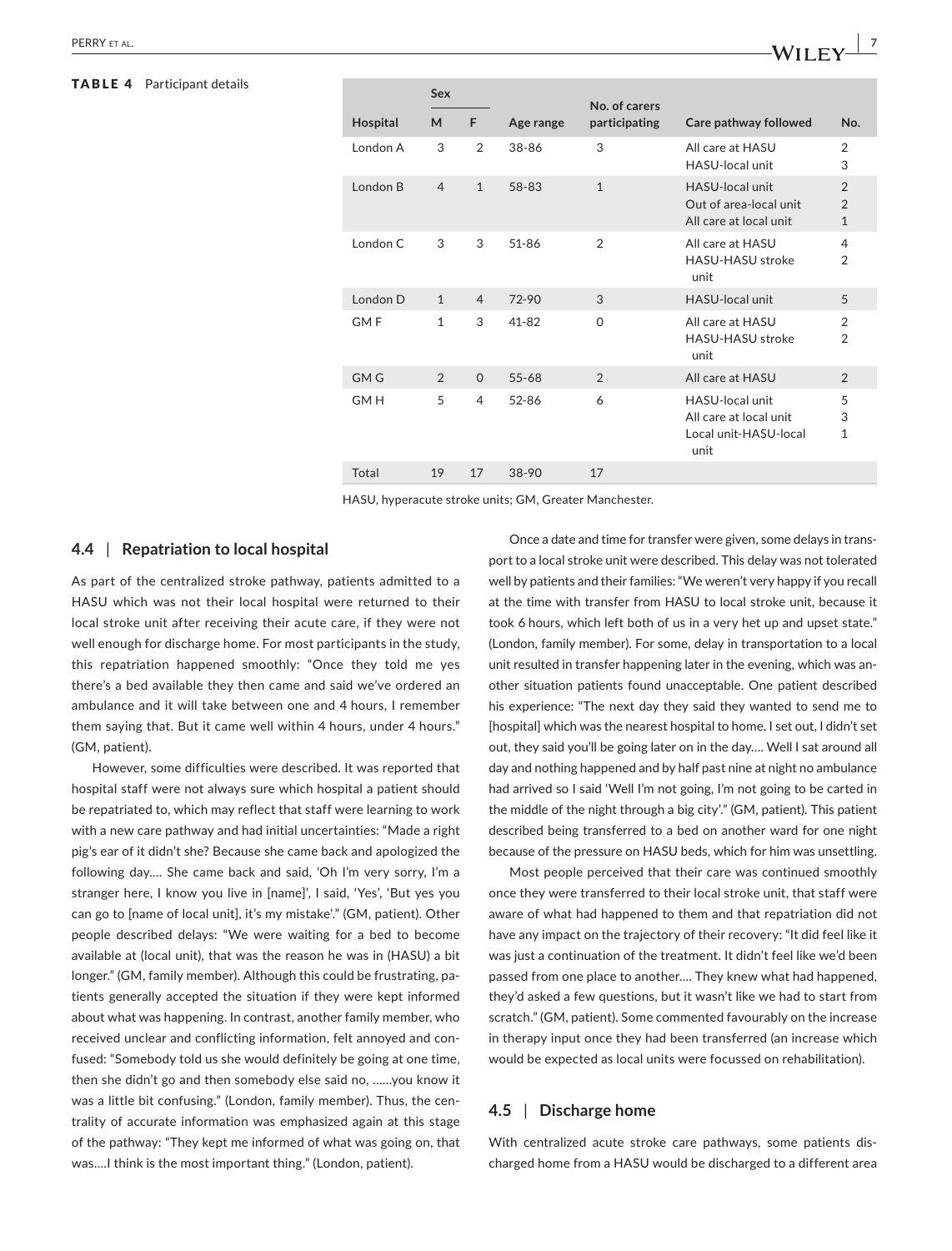**TABLE 4** Participant details

| Hospital | Sex | | Age range | No. of carers participating | Care pathway followed | No. |
|---|---|---|---|---|---|---|
| | M | F | | | | |
| London A | 3 | 2 | 38-86 | 3 | All care at HASU<br>HASU-local unit | 2<br>3 |
| London B | 4 | 1 | 58-83 | 1 | HASU-local unit<br>Out of area-local unit<br>All care at local unit | 2<br>2<br>1 |
| London C | 3 | 3 | 51-86 | 2 | All care at HASU<br>HASU-HASU stroke unit | 4<br>2 |
| London D | 1 | 4 | 72-90 | 3 | HASU-local unit | 5 |
| GM F | 1 | 3 | 41-82 | 0 | All care at HASU<br>HASU-HASU stroke unit | 2<br>2 |
| GM G | 2 | 0 | 55-68 | 2 | All care at HASU | 2 |
| GM H | 5 | 4 | 52-86 | 6 | HASU-local unit<br>All care at local unit<br>Local unit-HASU-local unit | 5<br>3<br>1 |
| Total | 19 | 17 | 38-90 | 17 | | |

HASU, hyperacute stroke units; GM, Greater Manchester.

## 4.4 | Repatriation to local hospital

As part of the centralized stroke pathway, patients admitted to a HASU which was not their local hospital were returned to their local stroke unit after receiving their acute care, if they were not well enough for discharge home. For most participants in the study, this repatriation happened smoothly: "Once they told me yes there's a bed available they then came and said we've ordered an ambulance and it will take between one and 4 hours, I remember them saying that. But it came well within 4 hours, under 4 hours." (GM, patient).

However, some difficulties were described. It was reported that hospital staff were not always sure which hospital a patient should be repatriated to, which may reflect that staff were learning to work with a new care pathway and had initial uncertainties: "Made a right pig's ear of it didn't she? Because she came back and apologized the following day…. She came back and said, 'Oh I'm very sorry, I'm a stranger here, I know you live in [name]', I said, 'Yes', 'But yes you can go to [name of local unit], it's my mistake'." (GM, patient). Other people described delays: "We were waiting for a bed to become available at (local unit), that was the reason he was in (HASU) a bit longer." (GM, family member). Although this could be frustrating, patients generally accepted the situation if they were kept informed about what was happening. In contrast, another family member, who received unclear and conflicting information, felt annoyed and confused: "Somebody told us she would definitely be going at one time, then she didn't go and then somebody else said no, ……you know it was a little bit confusing." (London, family member). Thus, the centrality of accurate information was emphasized again at this stage of the pathway: "They kept me informed of what was going on, that was….I think is the most important thing." (London, patient).

Once a date and time for transfer were given, some delays in transport to a local stroke unit were described. This delay was not tolerated well by patients and their families: "We weren't very happy if you recall at the time with transfer from HASU to local stroke unit, because it took 6 hours, which left both of us in a very het up and upset state." (London, family member). For some, delay in transportation to a local unit resulted in transfer happening later in the evening, which was another situation patients found unacceptable. One patient described his experience: "The next day they said they wanted to send me to [hospital] which was the nearest hospital to home. I set out, I didn't set out, they said you'll be going later on in the day…. Well I sat around all day and nothing happened and by half past nine at night no ambulance had arrived so I said 'Well I'm not going, I'm not going to be carted in the middle of the night through a big city'." (GM, patient). This patient described being transferred to a bed on another ward for one night because of the pressure on HASU beds, which for him was unsettling.

Most people perceived that their care was continued smoothly once they were transferred to their local stroke unit, that staff were aware of what had happened to them and that repatriation did not have any impact on the trajectory of their recovery: "It did feel like it was just a continuation of the treatment. It didn't feel like we'd been passed from one place to another…. They knew what had happened, they'd asked a few questions, but it wasn't like we had to start from scratch." (GM, patient). Some commented favourably on the increase in therapy input once they had been transferred (an increase which would be expected as local units were focussed on rehabilitation).

## 4.5 | Discharge home

With centralized acute stroke care pathways, some patients discharged home from a HASU would be discharged to a different area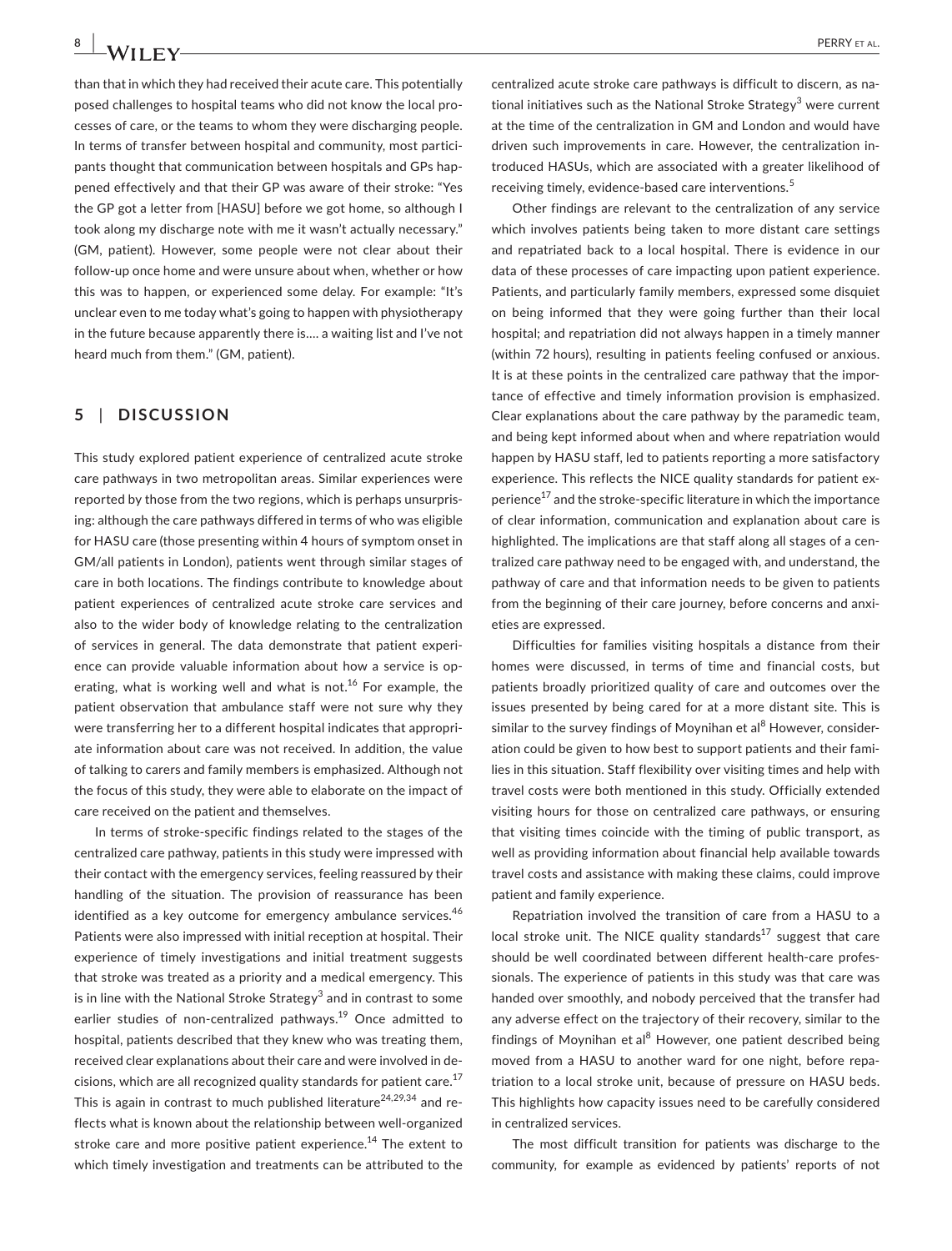than that in which they had received their acute care. This potentially posed challenges to hospital teams who did not know the local processes of care, or the teams to whom they were discharging people. In terms of transfer between hospital and community, most participants thought that communication between hospitals and GPs happened effectively and that their GP was aware of their stroke: "Yes the GP got a letter from [HASU] before we got home, so although I took along my discharge note with me it wasn't actually necessary." (GM, patient). However, some people were not clear about their follow-up once home and were unsure about when, whether or how this was to happen, or experienced some delay. For example: "It's unclear even to me today what's going to happen with physiotherapy in the future because apparently there is.... a waiting list and I've not heard much from them." (GM, patient).

## 5 | DISCUSSION

This study explored patient experience of centralized acute stroke care pathways in two metropolitan areas. Similar experiences were reported by those from the two regions, which is perhaps unsurprising: although the care pathways differed in terms of who was eligible for HASU care (those presenting within 4 hours of symptom onset in GM/all patients in London), patients went through similar stages of care in both locations. The findings contribute to knowledge about patient experiences of centralized acute stroke care services and also to the wider body of knowledge relating to the centralization of services in general. The data demonstrate that patient experience can provide valuable information about how a service is operating, what is working well and what is not.[16] For example, the patient observation that ambulance staff were not sure why they were transferring her to a different hospital indicates that appropriate information about care was not received. In addition, the value of talking to carers and family members is emphasized. Although not the focus of this study, they were able to elaborate on the impact of care received on the patient and themselves.

In terms of stroke-specific findings related to the stages of the centralized care pathway, patients in this study were impressed with their contact with the emergency services, feeling reassured by their handling of the situation. The provision of reassurance has been identified as a key outcome for emergency ambulance services.[46] Patients were also impressed with initial reception at hospital. Their experience of timely investigations and initial treatment suggests that stroke was treated as a priority and a medical emergency. This is in line with the National Stroke Strategy[3] and in contrast to some earlier studies of non-centralized pathways.[19] Once admitted to hospital, patients described that they knew who was treating them, received clear explanations about their care and were involved in decisions, which are all recognized quality standards for patient care.[17] This is again in contrast to much published literature[24,29,34] and reflects what is known about the relationship between well-organized stroke care and more positive patient experience.[14] The extent to which timely investigation and treatments can be attributed to the centralized acute stroke care pathways is difficult to discern, as national initiatives such as the National Stroke Strategy[3] were current at the time of the centralization in GM and London and would have driven such improvements in care. However, the centralization introduced HASUs, which are associated with a greater likelihood of receiving timely, evidence-based care interventions.[5]

Other findings are relevant to the centralization of any service which involves patients being taken to more distant care settings and repatriated back to a local hospital. There is evidence in our data of these processes of care impacting upon patient experience. Patients, and particularly family members, expressed some disquiet on being informed that they were going further than their local hospital; and repatriation did not always happen in a timely manner (within 72 hours), resulting in patients feeling confused or anxious. It is at these points in the centralized care pathway that the importance of effective and timely information provision is emphasized. Clear explanations about the care pathway by the paramedic team, and being kept informed about when and where repatriation would happen by HASU staff, led to patients reporting a more satisfactory experience. This reflects the NICE quality standards for patient experience[17] and the stroke-specific literature in which the importance of clear information, communication and explanation about care is highlighted. The implications are that staff along all stages of a centralized care pathway need to be engaged with, and understand, the pathway of care and that information needs to be given to patients from the beginning of their care journey, before concerns and anxieties are expressed.

Difficulties for families visiting hospitals a distance from their homes were discussed, in terms of time and financial costs, but patients broadly prioritized quality of care and outcomes over the issues presented by being cared for at a more distant site. This is similar to the survey findings of Moynihan et al[8] However, consideration could be given to how best to support patients and their families in this situation. Staff flexibility over visiting times and help with travel costs were both mentioned in this study. Officially extended visiting hours for those on centralized care pathways, or ensuring that visiting times coincide with the timing of public transport, as well as providing information about financial help available towards travel costs and assistance with making these claims, could improve patient and family experience.

Repatriation involved the transition of care from a HASU to a local stroke unit. The NICE quality standards[17] suggest that care should be well coordinated between different health-care professionals. The experience of patients in this study was that care was handed over smoothly, and nobody perceived that the transfer had any adverse effect on the trajectory of their recovery, similar to the findings of Moynihan et al[8] However, one patient described being moved from a HASU to another ward for one night, before repatriation to a local stroke unit, because of pressure on HASU beds. This highlights how capacity issues need to be carefully considered in centralized services.

The most difficult transition for patients was discharge to the community, for example as evidenced by patients' reports of not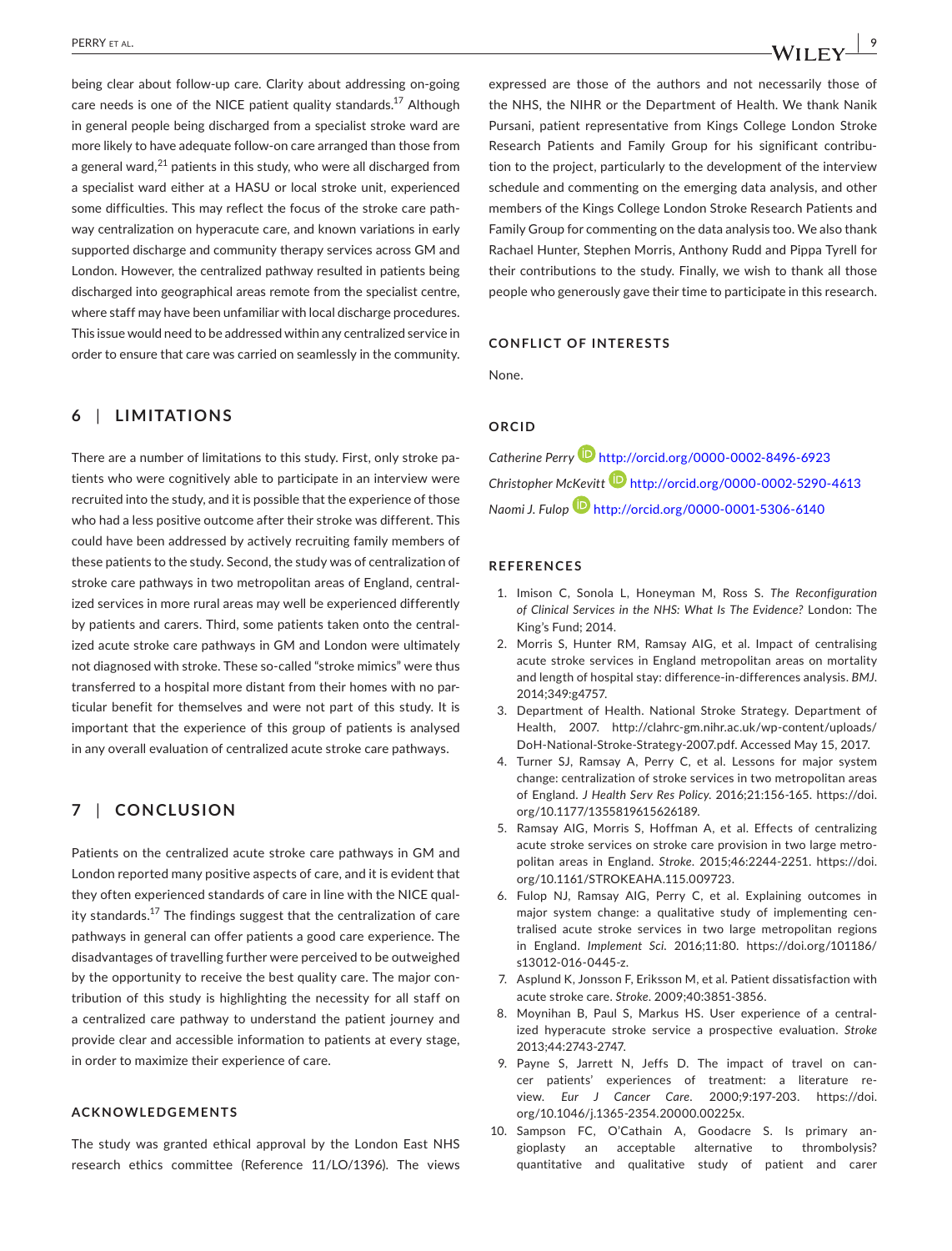being clear about follow-up care. Clarity about addressing on-going care needs is one of the NICE patient quality standards.[17] Although in general people being discharged from a specialist stroke ward are more likely to have adequate follow-on care arranged than those from a general ward,[21] patients in this study, who were all discharged from a specialist ward either at a HASU or local stroke unit, experienced some difficulties. This may reflect the focus of the stroke care pathway centralization on hyperacute care, and known variations in early supported discharge and community therapy services across GM and London. However, the centralized pathway resulted in patients being discharged into geographical areas remote from the specialist centre, where staff may have been unfamiliar with local discharge procedures. This issue would need to be addressed within any centralized service in order to ensure that care was carried on seamlessly in the community.

## 6 | LIMITATIONS

There are a number of limitations to this study. First, only stroke patients who were cognitively able to participate in an interview were recruited into the study, and it is possible that the experience of those who had a less positive outcome after their stroke was different. This could have been addressed by actively recruiting family members of these patients to the study. Second, the study was of centralization of stroke care pathways in two metropolitan areas of England, centralized services in more rural areas may well be experienced differently by patients and carers. Third, some patients taken onto the centralized acute stroke care pathways in GM and London were ultimately not diagnosed with stroke. These so-called "stroke mimics" were thus transferred to a hospital more distant from their homes with no particular benefit for themselves and were not part of this study. It is important that the experience of this group of patients is analysed in any overall evaluation of centralized acute stroke care pathways.

## 7 | CONCLUSION

Patients on the centralized acute stroke care pathways in GM and London reported many positive aspects of care, and it is evident that they often experienced standards of care in line with the NICE quality standards.[17] The findings suggest that the centralization of care pathways in general can offer patients a good care experience. The disadvantages of travelling further were perceived to be outweighed by the opportunity to receive the best quality care. The major contribution of this study is highlighting the necessity for all staff on a centralized care pathway to understand the patient journey and provide clear and accessible information to patients at every stage, in order to maximize their experience of care.

## ACKNOWLEDGEMENTS

The study was granted ethical approval by the London East NHS research ethics committee (Reference 11/LO/1396). The views expressed are those of the authors and not necessarily those of the NHS, the NIHR or the Department of Health. We thank Nanik Pursani, patient representative from Kings College London Stroke Research Patients and Family Group for his significant contribution to the project, particularly to the development of the interview schedule and commenting on the emerging data analysis, and other members of the Kings College London Stroke Research Patients and Family Group for commenting on the data analysis too. We also thank Rachael Hunter, Stephen Morris, Anthony Rudd and Pippa Tyrell for their contributions to the study. Finally, we wish to thank all those people who generously gave their time to participate in this research.

## CONFLICT OF INTERESTS

None.

## ORCID

*Catherine Perry* http://orcid.org/0000-0002-8496-6923

*Christopher McKevitt* http://orcid.org/0000-0002-5290-4613

*Naomi J. Fulop* http://orcid.org/0000-0001-5306-6140

## REFERENCES

1. Imison C, Sonola L, Honeyman M, Ross S. *The Reconfiguration of Clinical Services in the NHS: What Is The Evidence?* London: The King's Fund; 2014.
2. Morris S, Hunter RM, Ramsay AIG, et al. Impact of centralising acute stroke services in England metropolitan areas on mortality and length of hospital stay: difference-in-differences analysis. *BMJ*. 2014;349:g4757.
3. Department of Health. National Stroke Strategy. Department of Health, 2007. http://clahrc-gm.nihr.ac.uk/wp-content/uploads/DoH-National-Stroke-Strategy-2007.pdf. Accessed May 15, 2017.
4. Turner SJ, Ramsay A, Perry C, et al. Lessons for major system change: centralization of stroke services in two metropolitan areas of England. *J Health Serv Res Policy*. 2016;21:156-165. https://doi.org/10.1177/1355819615626189.
5. Ramsay AIG, Morris S, Hoffman A, et al. Effects of centralizing acute stroke services on stroke care provision in two large metropolitan areas in England. *Stroke*. 2015;46:2244-2251. https://doi.org/10.1161/STROKEAHA.115.009723.
6. Fulop NJ, Ramsay AIG, Perry C, et al. Explaining outcomes in major system change: a qualitative study of implementing centralised acute stroke services in two large metropolitan regions in England. *Implement Sci*. 2016;11:80. https://doi.org/101186/s13012-016-0445-z.
7. Asplund K, Jonsson F, Eriksson M, et al. Patient dissatisfaction with acute stroke care. *Stroke*. 2009;40:3851-3856.
8. Moynihan B, Paul S, Markus HS. User experience of a centralized hyperacute stroke service a prospective evaluation. *Stroke* 2013;44:2743-2747.
9. Payne S, Jarrett N, Jeffs D. The impact of travel on cancer patients' experiences of treatment: a literature review. *Eur J Cancer Care*. 2000;9:197-203. https://doi.org/10.1046/j.1365-2354.20000.00225x.
10. Sampson FC, O'Cathain A, Goodacre S. Is primary angioplasty an acceptable alternative to thrombolysis? quantitative and qualitative study of patient and carer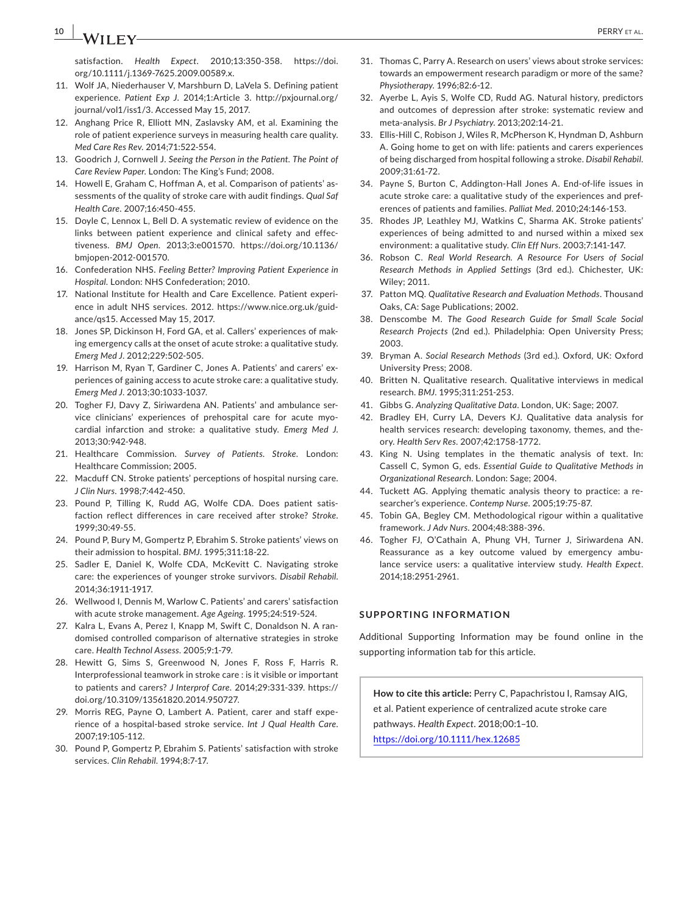satisfaction. *Health Expect*. 2010;13:350-358. https://doi.org/10.1111/j.1369-7625.2009.00589.x.

11. Wolf JA, Niederhauser V, Marshburn D, LaVela S. Defining patient experience. *Patient Exp J*. 2014;1:Article 3. http://pxjournal.org/journal/vol1/iss1/3. Accessed May 15, 2017.
12. Anghang Price R, Elliott MN, Zaslavsky AM, et al. Examining the role of patient experience surveys in measuring health care quality. *Med Care Res Rev*. 2014;71:522-554.
13. Goodrich J, Cornwell J. *Seeing the Person in the Patient. The Point of Care Review Paper*. London: The King's Fund; 2008.
14. Howell E, Graham C, Hoffman A, et al. Comparison of patients' assessments of the quality of stroke care with audit findings. *Qual Saf Health Care*. 2007;16:450-455.
15. Doyle C, Lennox L, Bell D. A systematic review of evidence on the links between patient experience and clinical safety and effectiveness. *BMJ Open*. 2013;3:e001570. https://doi.org/10.1136/bmjopen-2012-001570.
16. Confederation NHS. *Feeling Better? Improving Patient Experience in Hospital*. London: NHS Confederation; 2010.
17. National Institute for Health and Care Excellence. Patient experience in adult NHS services. 2012. https://www.nice.org.uk/guidance/qs15. Accessed May 15, 2017.
18. Jones SP, Dickinson H, Ford GA, et al. Callers' experiences of making emergency calls at the onset of acute stroke: a qualitative study. *Emerg Med J*. 2012;229:502-505.
19. Harrison M, Ryan T, Gardiner C, Jones A. Patients' and carers' experiences of gaining access to acute stroke care: a qualitative study. *Emerg Med J*. 2013;30:1033-1037.
20. Togher FJ, Davy Z, Siriwardena AN. Patients' and ambulance service clinicians' experiences of prehospital care for acute myocardial infarction and stroke: a qualitative study. *Emerg Med J*. 2013;30:942-948.
21. Healthcare Commission. *Survey of Patients. Stroke*. London: Healthcare Commission; 2005.
22. Macduff CN. Stroke patients' perceptions of hospital nursing care. *J Clin Nurs*. 1998;7:442-450.
23. Pound P, Tilling K, Rudd AG, Wolfe CDA. Does patient satisfaction reflect differences in care received after stroke? *Stroke*. 1999;30:49-55.
24. Pound P, Bury M, Gompertz P, Ebrahim S. Stroke patients' views on their admission to hospital. *BMJ*. 1995;311:18-22.
25. Sadler E, Daniel K, Wolfe CDA, McKevitt C. Navigating stroke care: the experiences of younger stroke survivors. *Disabil Rehabil*. 2014;36:1911-1917.
26. Wellwood I, Dennis M, Warlow C. Patients' and carers' satisfaction with acute stroke management. *Age Ageing*. 1995;24:519-524.
27. Kalra L, Evans A, Perez I, Knapp M, Swift C, Donaldson N. A randomised controlled comparison of alternative strategies in stroke care. *Health Technol Assess*. 2005;9:1-79.
28. Hewitt G, Sims S, Greenwood N, Jones F, Ross F, Harris R. Interprofessional teamwork in stroke care : is it visible or important to patients and carers? *J Interprof Care*. 2014;29:331-339. https://doi.org/10.3109/13561820.2014.950727.
29. Morris REG, Payne O, Lambert A. Patient, carer and staff experience of a hospital-based stroke service. *Int J Qual Health Care*. 2007;19:105-112.
30. Pound P, Gompertz P, Ebrahim S. Patients' satisfaction with stroke services. *Clin Rehabil*. 1994;8:7-17.
31. Thomas C, Parry A. Research on users' views about stroke services: towards an empowerment research paradigm or more of the same? *Physiotherapy*. 1996;82:6-12.
32. Ayerbe L, Ayis S, Wolfe CD, Rudd AG. Natural history, predictors and outcomes of depression after stroke: systematic review and meta-analysis. *Br J Psychiatry*. 2013;202:14-21.
33. Ellis-Hill C, Robison J, Wiles R, McPherson K, Hyndman D, Ashburn A. Going home to get on with life: patients and carers experiences of being discharged from hospital following a stroke. *Disabil Rehabil*. 2009;31:61-72.
34. Payne S, Burton C, Addington-Hall Jones A. End-of-life issues in acute stroke care: a qualitative study of the experiences and preferences of patients and families. *Palliat Med*. 2010;24:146-153.
35. Rhodes JP, Leathley MJ, Watkins C, Sharma AK. Stroke patients' experiences of being admitted to and nursed within a mixed sex environment: a qualitative study. *Clin Eff Nurs*. 2003;7:141-147.
36. Robson C. *Real World Research. A Resource For Users of Social Research Methods in Applied Settings* (3rd ed.). Chichester, UK: Wiley; 2011.
37. Patton MQ. *Qualitative Research and Evaluation Methods*. Thousand Oaks, CA: Sage Publications; 2002.
38. Denscombe M. *The Good Research Guide for Small Scale Social Research Projects* (2nd ed.). Philadelphia: Open University Press; 2003.
39. Bryman A. *Social Research Methods* (3rd ed.). Oxford, UK: Oxford University Press; 2008.
40. Britten N. Qualitative research. Qualitative interviews in medical research. *BMJ*. 1995;311:251-253.
41. Gibbs G. *Analyzing Qualitative Data*. London, UK: Sage; 2007.
42. Bradley EH, Curry LA, Devers KJ. Qualitative data analysis for health services research: developing taxonomy, themes, and theory. *Health Serv Res*. 2007;42:1758-1772.
43. King N. Using templates in the thematic analysis of text. In: Cassell C, Symon G, eds. *Essential Guide to Qualitative Methods in Organizational Research*. London: Sage; 2004.
44. Tuckett AG. Applying thematic analysis theory to practice: a researcher's experience. *Contemp Nurse*. 2005;19:75-87.
45. Tobin GA, Begley CM. Methodological rigour within a qualitative framework. *J Adv Nurs*. 2004;48:388-396.
46. Togher FJ, O'Cathain A, Phung VH, Turner J, Siriwardena AN. Reassurance as a key outcome valued by emergency ambulance service users: a qualitative interview study. *Health Expect*. 2014;18:2951-2961.

## SUPPORTING INFORMATION

Additional Supporting Information may be found online in the supporting information tab for this article.

**How to cite this article:** Perry C, Papachristou I, Ramsay AIG, et al. Patient experience of centralized acute stroke care pathways. *Health Expect*. 2018;00:1–10. https://doi.org/10.1111/hex.12685